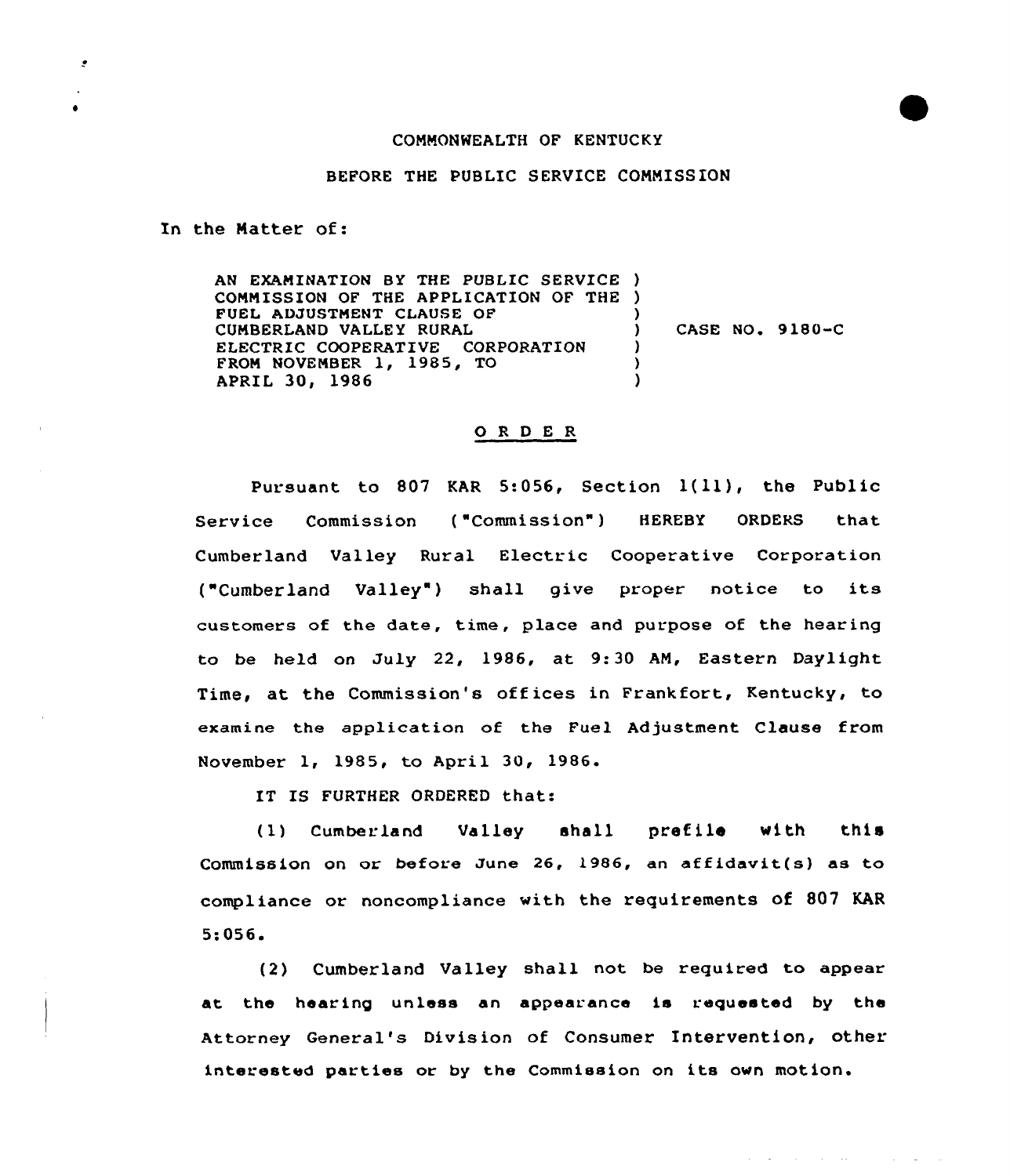COMMONWEALTH OF KENTUCKY

BEFORE THE PUBLIC SERVICE COMMISSION

In the Matter of:

| | | |
|---|---|---|
| AN EXAMINATION BY THE PUBLIC SERVICE COMMISSION OF THE APPLICATION OF THE FUEL ADJUSTMENT CLAUSE OF CUMBERLAND VALLEY RURAL ELECTRIC COOPERATIVE CORPORATION FROM NOVEMBER 1, 1985, TO APRIL 30, 1986 | ) | CASE NO. 9180-C |

## O R D E R

Pursuant to 807 KAR 5:056, Section 1(11), the Public Service Commission ("Commission") HEREBY ORDERS that Cumberland Valley Rural Electric Cooperative Corporation ("Cumberland Valley") shall give proper notice to its customers of the date, time, place and purpose of the hearing to be held on July 22, 1986, at 9:30 AM, Eastern Daylight Time, at the Commission's offices in Frankfort, Kentucky, to examine the application of the Fuel Adjustment Clause from November 1, 1985, to April 30, 1986.

IT IS FURTHER ORDERED that:

(1) Cumberland Valley shall prefile with this Commission on or before June 26, 1986, an affidavit(s) as to compliance or noncompliance with the requirements of 807 KAR 5:056.

(2) Cumberland Valley shall not be required to appear at the hearing unless an appearance is requested by the Attorney General's Division of Consumer Intervention, other interested parties or by the Commission on its own motion.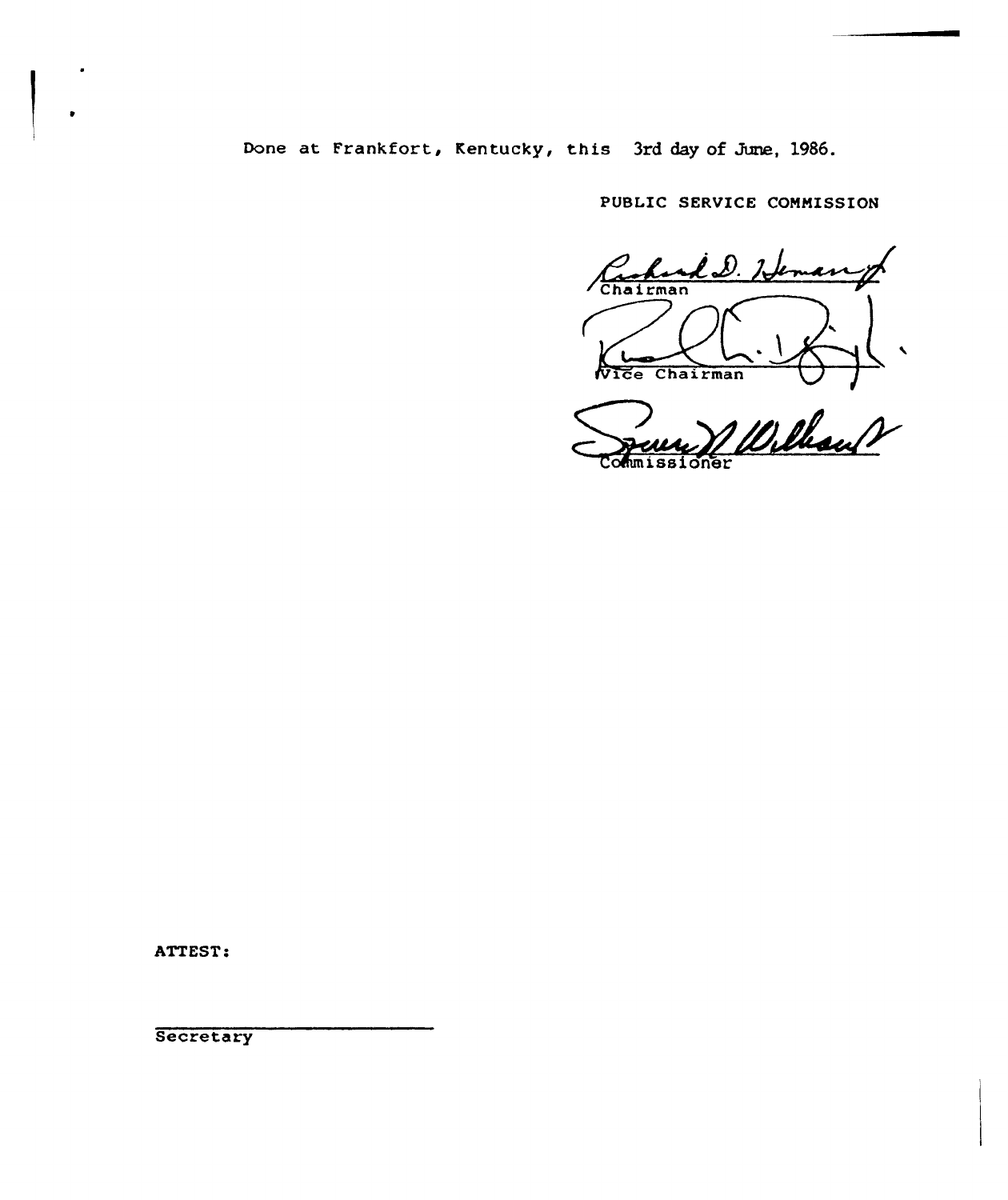Done at Frankfort, Kentucky, this 3rd day of June, 1986.

PUBLIC SERVICE COMMISSION

Chairman

Vice Chairman

Commissioner

ATTEST:

Secretary